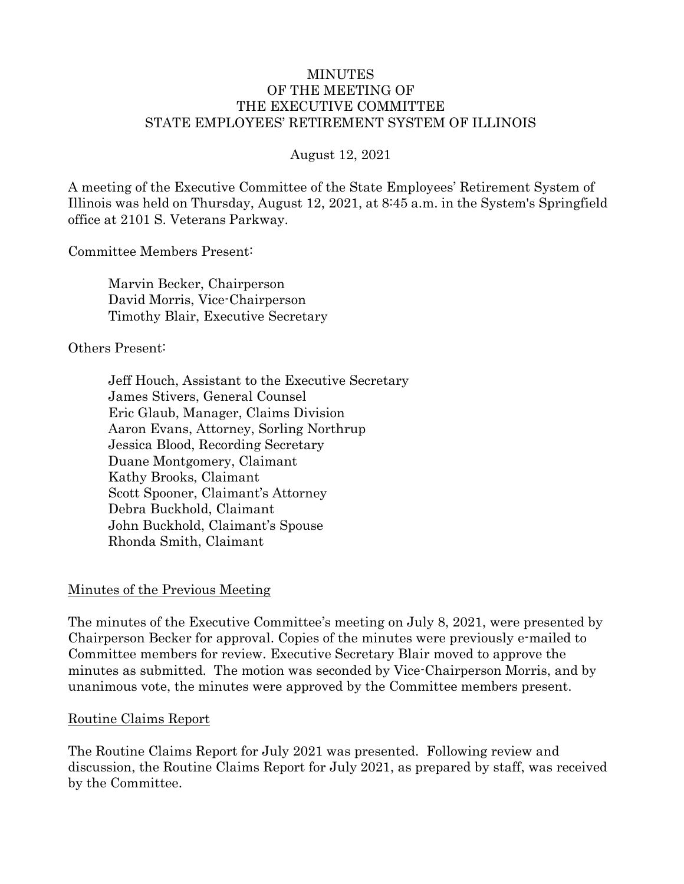# MINUTES
# OF THE MEETING OF
# THE EXECUTIVE COMMITTEE
# STATE EMPLOYEES' RETIREMENT SYSTEM OF ILLINOIS

August 12, 2021

A meeting of the Executive Committee of the State Employees' Retirement System of Illinois was held on Thursday, August 12, 2021, at 8:45 a.m. in the System's Springfield office at 2101 S. Veterans Parkway.

Committee Members Present:

Marvin Becker, Chairperson
David Morris, Vice-Chairperson
Timothy Blair, Executive Secretary

Others Present:

Jeff Houch, Assistant to the Executive Secretary
James Stivers, General Counsel
Eric Glaub, Manager, Claims Division
Aaron Evans, Attorney, Sorling Northrup
Jessica Blood, Recording Secretary
Duane Montgomery, Claimant
Kathy Brooks, Claimant
Scott Spooner, Claimant's Attorney
Debra Buckhold, Claimant
John Buckhold, Claimant's Spouse
Rhonda Smith, Claimant

## Minutes of the Previous Meeting

The minutes of the Executive Committee's meeting on July 8, 2021, were presented by Chairperson Becker for approval. Copies of the minutes were previously e-mailed to Committee members for review. Executive Secretary Blair moved to approve the minutes as submitted. The motion was seconded by Vice-Chairperson Morris, and by unanimous vote, the minutes were approved by the Committee members present.

## Routine Claims Report

The Routine Claims Report for July 2021 was presented. Following review and discussion, the Routine Claims Report for July 2021, as prepared by staff, was received by the Committee.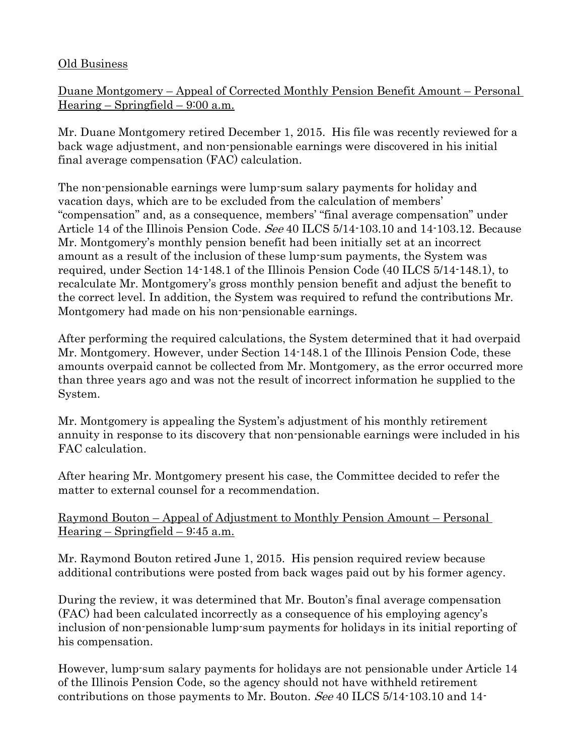Old Business

Duane Montgomery – Appeal of Corrected Monthly Pension Benefit Amount – Personal Hearing – Springfield – 9:00 a.m.

Mr. Duane Montgomery retired December 1, 2015. His file was recently reviewed for a back wage adjustment, and non-pensionable earnings were discovered in his initial final average compensation (FAC) calculation.

The non-pensionable earnings were lump-sum salary payments for holiday and vacation days, which are to be excluded from the calculation of members' "compensation" and, as a consequence, members' "final average compensation" under Article 14 of the Illinois Pension Code. *See* 40 ILCS 5/14-103.10 and 14-103.12. Because Mr. Montgomery's monthly pension benefit had been initially set at an incorrect amount as a result of the inclusion of these lump-sum payments, the System was required, under Section 14-148.1 of the Illinois Pension Code (40 ILCS 5/14-148.1), to recalculate Mr. Montgomery's gross monthly pension benefit and adjust the benefit to the correct level. In addition, the System was required to refund the contributions Mr. Montgomery had made on his non-pensionable earnings.

After performing the required calculations, the System determined that it had overpaid Mr. Montgomery. However, under Section 14-148.1 of the Illinois Pension Code, these amounts overpaid cannot be collected from Mr. Montgomery, as the error occurred more than three years ago and was not the result of incorrect information he supplied to the System.

Mr. Montgomery is appealing the System's adjustment of his monthly retirement annuity in response to its discovery that non-pensionable earnings were included in his FAC calculation.

After hearing Mr. Montgomery present his case, the Committee decided to refer the matter to external counsel for a recommendation.

Raymond Bouton – Appeal of Adjustment to Monthly Pension Amount – Personal Hearing – Springfield – 9:45 a.m.

Mr. Raymond Bouton retired June 1, 2015. His pension required review because additional contributions were posted from back wages paid out by his former agency.

During the review, it was determined that Mr. Bouton's final average compensation (FAC) had been calculated incorrectly as a consequence of his employing agency's inclusion of non-pensionable lump-sum payments for holidays in its initial reporting of his compensation.

However, lump-sum salary payments for holidays are not pensionable under Article 14 of the Illinois Pension Code, so the agency should not have withheld retirement contributions on those payments to Mr. Bouton. *See* 40 ILCS 5/14-103.10 and 14-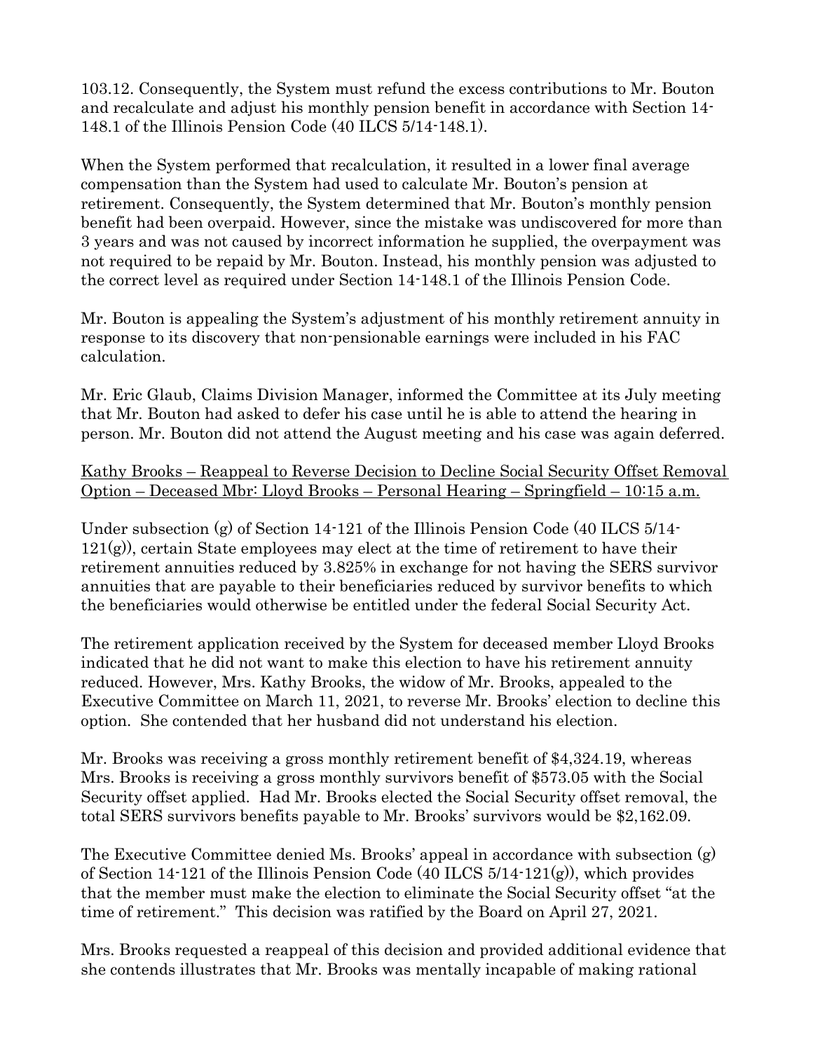103.12. Consequently, the System must refund the excess contributions to Mr. Bouton and recalculate and adjust his monthly pension benefit in accordance with Section 14-148.1 of the Illinois Pension Code (40 ILCS 5/14-148.1).

When the System performed that recalculation, it resulted in a lower final average compensation than the System had used to calculate Mr. Bouton's pension at retirement. Consequently, the System determined that Mr. Bouton's monthly pension benefit had been overpaid. However, since the mistake was undiscovered for more than 3 years and was not caused by incorrect information he supplied, the overpayment was not required to be repaid by Mr. Bouton. Instead, his monthly pension was adjusted to the correct level as required under Section 14-148.1 of the Illinois Pension Code.

Mr. Bouton is appealing the System's adjustment of his monthly retirement annuity in response to its discovery that non-pensionable earnings were included in his FAC calculation.

Mr. Eric Glaub, Claims Division Manager, informed the Committee at its July meeting that Mr. Bouton had asked to defer his case until he is able to attend the hearing in person. Mr. Bouton did not attend the August meeting and his case was again deferred.

<u>Kathy Brooks – Reappeal to Reverse Decision to Decline Social Security Offset Removal Option – Deceased Mbr: Lloyd Brooks – Personal Hearing – Springfield – 10:15 a.m.</u>

Under subsection (g) of Section 14-121 of the Illinois Pension Code (40 ILCS 5/14-121(g)), certain State employees may elect at the time of retirement to have their retirement annuities reduced by 3.825% in exchange for not having the SERS survivor annuities that are payable to their beneficiaries reduced by survivor benefits to which the beneficiaries would otherwise be entitled under the federal Social Security Act.

The retirement application received by the System for deceased member Lloyd Brooks indicated that he did not want to make this election to have his retirement annuity reduced. However, Mrs. Kathy Brooks, the widow of Mr. Brooks, appealed to the Executive Committee on March 11, 2021, to reverse Mr. Brooks' election to decline this option. She contended that her husband did not understand his election.

Mr. Brooks was receiving a gross monthly retirement benefit of $4,324.19, whereas Mrs. Brooks is receiving a gross monthly survivors benefit of $573.05 with the Social Security offset applied. Had Mr. Brooks elected the Social Security offset removal, the total SERS survivors benefits payable to Mr. Brooks' survivors would be $2,162.09.

The Executive Committee denied Ms. Brooks' appeal in accordance with subsection (g) of Section 14-121 of the Illinois Pension Code (40 ILCS 5/14-121(g)), which provides that the member must make the election to eliminate the Social Security offset "at the time of retirement." This decision was ratified by the Board on April 27, 2021.

Mrs. Brooks requested a reappeal of this decision and provided additional evidence that she contends illustrates that Mr. Brooks was mentally incapable of making rational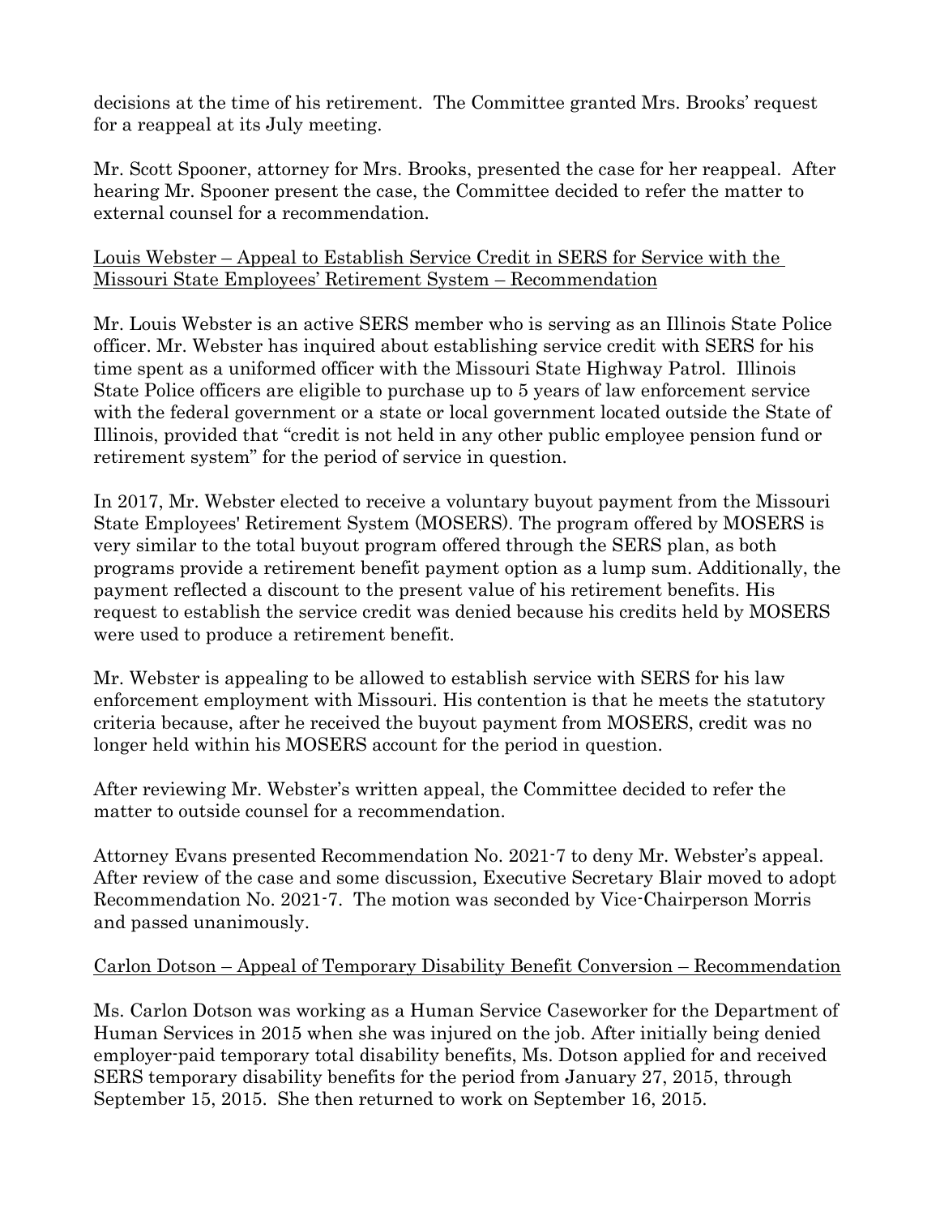decisions at the time of his retirement. The Committee granted Mrs. Brooks' request for a reappeal at its July meeting.

Mr. Scott Spooner, attorney for Mrs. Brooks, presented the case for her reappeal. After hearing Mr. Spooner present the case, the Committee decided to refer the matter to external counsel for a recommendation.

<u>Louis Webster – Appeal to Establish Service Credit in SERS for Service with the Missouri State Employees' Retirement System – Recommendation</u>

Mr. Louis Webster is an active SERS member who is serving as an Illinois State Police officer. Mr. Webster has inquired about establishing service credit with SERS for his time spent as a uniformed officer with the Missouri State Highway Patrol. Illinois State Police officers are eligible to purchase up to 5 years of law enforcement service with the federal government or a state or local government located outside the State of Illinois, provided that "credit is not held in any other public employee pension fund or retirement system" for the period of service in question.

In 2017, Mr. Webster elected to receive a voluntary buyout payment from the Missouri State Employees' Retirement System (MOSERS). The program offered by MOSERS is very similar to the total buyout program offered through the SERS plan, as both programs provide a retirement benefit payment option as a lump sum. Additionally, the payment reflected a discount to the present value of his retirement benefits. His request to establish the service credit was denied because his credits held by MOSERS were used to produce a retirement benefit.

Mr. Webster is appealing to be allowed to establish service with SERS for his law enforcement employment with Missouri. His contention is that he meets the statutory criteria because, after he received the buyout payment from MOSERS, credit was no longer held within his MOSERS account for the period in question.

After reviewing Mr. Webster's written appeal, the Committee decided to refer the matter to outside counsel for a recommendation.

Attorney Evans presented Recommendation No. 2021-7 to deny Mr. Webster's appeal. After review of the case and some discussion, Executive Secretary Blair moved to adopt Recommendation No. 2021-7. The motion was seconded by Vice-Chairperson Morris and passed unanimously.

<u>Carlon Dotson – Appeal of Temporary Disability Benefit Conversion – Recommendation</u>

Ms. Carlon Dotson was working as a Human Service Caseworker for the Department of Human Services in 2015 when she was injured on the job. After initially being denied employer-paid temporary total disability benefits, Ms. Dotson applied for and received SERS temporary disability benefits for the period from January 27, 2015, through September 15, 2015. She then returned to work on September 16, 2015.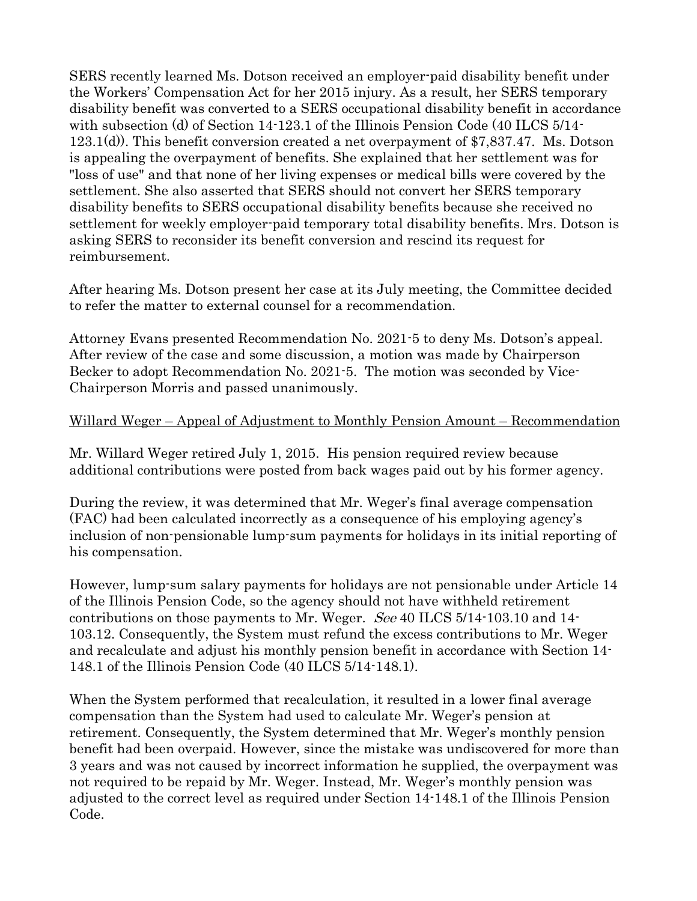SERS recently learned Ms. Dotson received an employer-paid disability benefit under the Workers' Compensation Act for her 2015 injury. As a result, her SERS temporary disability benefit was converted to a SERS occupational disability benefit in accordance with subsection (d) of Section 14-123.1 of the Illinois Pension Code (40 ILCS 5/14-123.1(d)). This benefit conversion created a net overpayment of $7,837.47. Ms. Dotson is appealing the overpayment of benefits. She explained that her settlement was for "loss of use" and that none of her living expenses or medical bills were covered by the settlement. She also asserted that SERS should not convert her SERS temporary disability benefits to SERS occupational disability benefits because she received no settlement for weekly employer-paid temporary total disability benefits. Mrs. Dotson is asking SERS to reconsider its benefit conversion and rescind its request for reimbursement.

After hearing Ms. Dotson present her case at its July meeting, the Committee decided to refer the matter to external counsel for a recommendation.

Attorney Evans presented Recommendation No. 2021-5 to deny Ms. Dotson's appeal. After review of the case and some discussion, a motion was made by Chairperson Becker to adopt Recommendation No. 2021-5. The motion was seconded by Vice-Chairperson Morris and passed unanimously.

<u>Willard Weger – Appeal of Adjustment to Monthly Pension Amount – Recommendation</u>

Mr. Willard Weger retired July 1, 2015. His pension required review because additional contributions were posted from back wages paid out by his former agency.

During the review, it was determined that Mr. Weger's final average compensation (FAC) had been calculated incorrectly as a consequence of his employing agency's inclusion of non-pensionable lump-sum payments for holidays in its initial reporting of his compensation.

However, lump-sum salary payments for holidays are not pensionable under Article 14 of the Illinois Pension Code, so the agency should not have withheld retirement contributions on those payments to Mr. Weger. *See* 40 ILCS 5/14-103.10 and 14-103.12. Consequently, the System must refund the excess contributions to Mr. Weger and recalculate and adjust his monthly pension benefit in accordance with Section 14-148.1 of the Illinois Pension Code (40 ILCS 5/14-148.1).

When the System performed that recalculation, it resulted in a lower final average compensation than the System had used to calculate Mr. Weger's pension at retirement. Consequently, the System determined that Mr. Weger's monthly pension benefit had been overpaid. However, since the mistake was undiscovered for more than 3 years and was not caused by incorrect information he supplied, the overpayment was not required to be repaid by Mr. Weger. Instead, Mr. Weger's monthly pension was adjusted to the correct level as required under Section 14-148.1 of the Illinois Pension Code.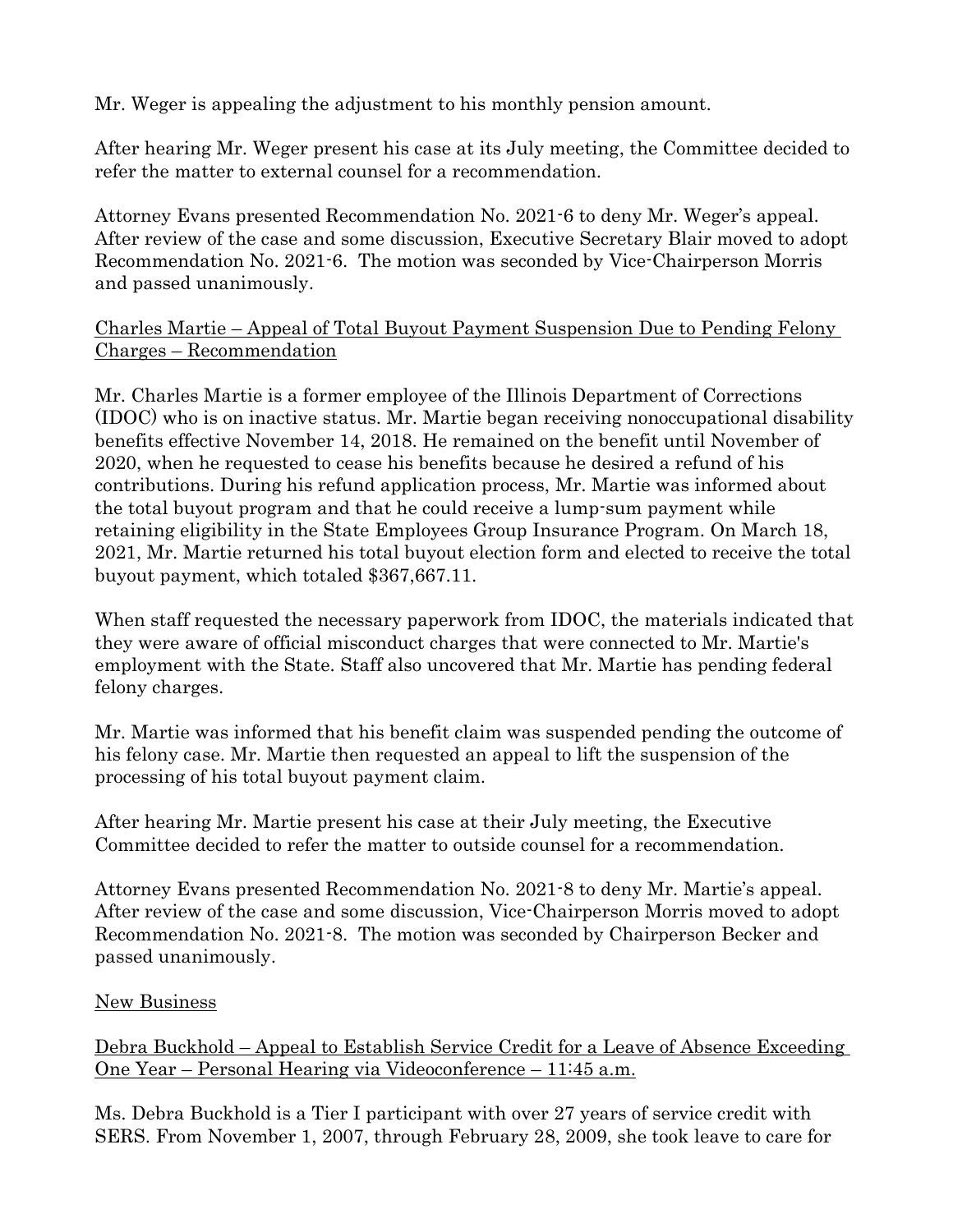Mr. Weger is appealing the adjustment to his monthly pension amount.

After hearing Mr. Weger present his case at its July meeting, the Committee decided to refer the matter to external counsel for a recommendation.

Attorney Evans presented Recommendation No. 2021-6 to deny Mr. Weger's appeal. After review of the case and some discussion, Executive Secretary Blair moved to adopt Recommendation No. 2021-6. The motion was seconded by Vice-Chairperson Morris and passed unanimously.

<u>Charles Martie – Appeal of Total Buyout Payment Suspension Due to Pending Felony Charges – Recommendation</u>

Mr. Charles Martie is a former employee of the Illinois Department of Corrections (IDOC) who is on inactive status. Mr. Martie began receiving nonoccupational disability benefits effective November 14, 2018. He remained on the benefit until November of 2020, when he requested to cease his benefits because he desired a refund of his contributions. During his refund application process, Mr. Martie was informed about the total buyout program and that he could receive a lump-sum payment while retaining eligibility in the State Employees Group Insurance Program. On March 18, 2021, Mr. Martie returned his total buyout election form and elected to receive the total buyout payment, which totaled $367,667.11.

When staff requested the necessary paperwork from IDOC, the materials indicated that they were aware of official misconduct charges that were connected to Mr. Martie's employment with the State. Staff also uncovered that Mr. Martie has pending federal felony charges.

Mr. Martie was informed that his benefit claim was suspended pending the outcome of his felony case. Mr. Martie then requested an appeal to lift the suspension of the processing of his total buyout payment claim.

After hearing Mr. Martie present his case at their July meeting, the Executive Committee decided to refer the matter to outside counsel for a recommendation.

Attorney Evans presented Recommendation No. 2021-8 to deny Mr. Martie's appeal. After review of the case and some discussion, Vice-Chairperson Morris moved to adopt Recommendation No. 2021-8. The motion was seconded by Chairperson Becker and passed unanimously.

<u>New Business</u>

<u>Debra Buckhold – Appeal to Establish Service Credit for a Leave of Absence Exceeding One Year – Personal Hearing via Videoconference – 11:45 a.m.</u>

Ms. Debra Buckhold is a Tier I participant with over 27 years of service credit with SERS. From November 1, 2007, through February 28, 2009, she took leave to care for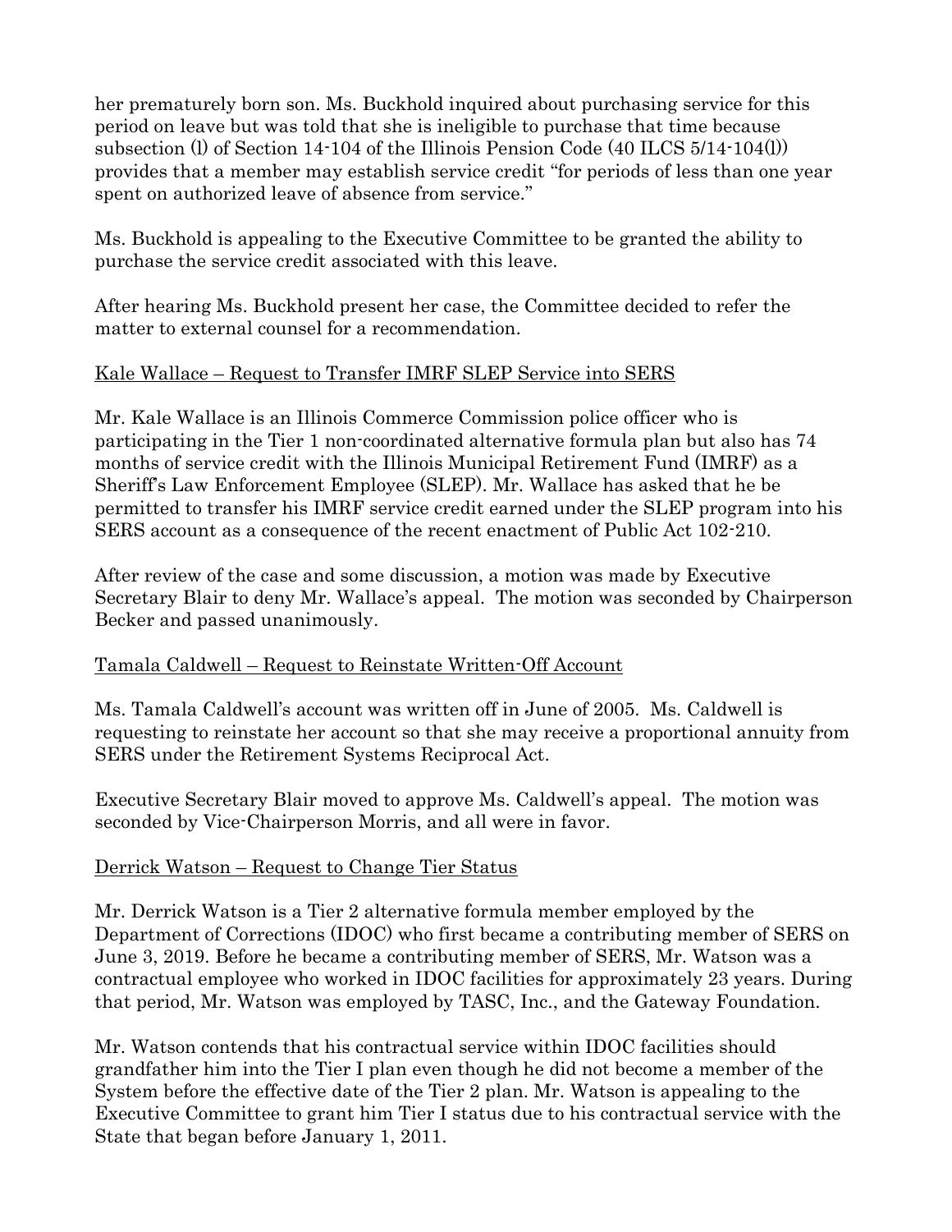her prematurely born son. Ms. Buckhold inquired about purchasing service for this period on leave but was told that she is ineligible to purchase that time because subsection (l) of Section 14-104 of the Illinois Pension Code (40 ILCS 5/14-104(l)) provides that a member may establish service credit "for periods of less than one year spent on authorized leave of absence from service."

Ms. Buckhold is appealing to the Executive Committee to be granted the ability to purchase the service credit associated with this leave.

After hearing Ms. Buckhold present her case, the Committee decided to refer the matter to external counsel for a recommendation.

<u>Kale Wallace – Request to Transfer IMRF SLEP Service into SERS</u>

Mr. Kale Wallace is an Illinois Commerce Commission police officer who is participating in the Tier 1 non-coordinated alternative formula plan but also has 74 months of service credit with the Illinois Municipal Retirement Fund (IMRF) as a Sheriff's Law Enforcement Employee (SLEP). Mr. Wallace has asked that he be permitted to transfer his IMRF service credit earned under the SLEP program into his SERS account as a consequence of the recent enactment of Public Act 102-210.

After review of the case and some discussion, a motion was made by Executive Secretary Blair to deny Mr. Wallace's appeal. The motion was seconded by Chairperson Becker and passed unanimously.

<u>Tamala Caldwell – Request to Reinstate Written-Off Account</u>

Ms. Tamala Caldwell's account was written off in June of 2005. Ms. Caldwell is requesting to reinstate her account so that she may receive a proportional annuity from SERS under the Retirement Systems Reciprocal Act.

Executive Secretary Blair moved to approve Ms. Caldwell's appeal. The motion was seconded by Vice-Chairperson Morris, and all were in favor.

<u>Derrick Watson – Request to Change Tier Status</u>

Mr. Derrick Watson is a Tier 2 alternative formula member employed by the Department of Corrections (IDOC) who first became a contributing member of SERS on June 3, 2019. Before he became a contributing member of SERS, Mr. Watson was a contractual employee who worked in IDOC facilities for approximately 23 years. During that period, Mr. Watson was employed by TASC, Inc., and the Gateway Foundation.

Mr. Watson contends that his contractual service within IDOC facilities should grandfather him into the Tier I plan even though he did not become a member of the System before the effective date of the Tier 2 plan. Mr. Watson is appealing to the Executive Committee to grant him Tier I status due to his contractual service with the State that began before January 1, 2011.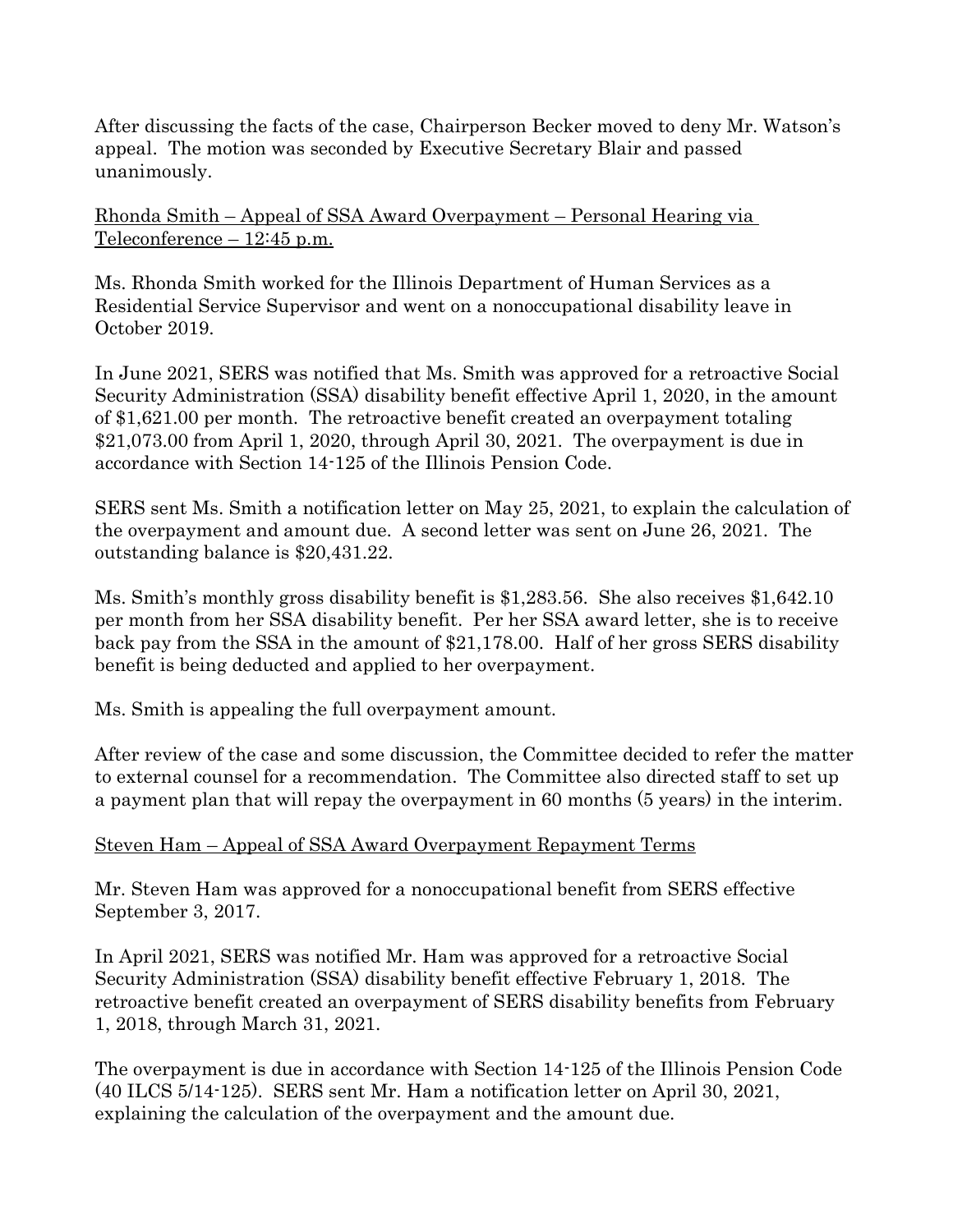After discussing the facts of the case, Chairperson Becker moved to deny Mr. Watson's appeal. The motion was seconded by Executive Secretary Blair and passed unanimously.

Rhonda Smith – Appeal of SSA Award Overpayment – Personal Hearing via Teleconference – 12:45 p.m.

Ms. Rhonda Smith worked for the Illinois Department of Human Services as a Residential Service Supervisor and went on a nonoccupational disability leave in October 2019.

In June 2021, SERS was notified that Ms. Smith was approved for a retroactive Social Security Administration (SSA) disability benefit effective April 1, 2020, in the amount of $1,621.00 per month. The retroactive benefit created an overpayment totaling $21,073.00 from April 1, 2020, through April 30, 2021. The overpayment is due in accordance with Section 14-125 of the Illinois Pension Code.

SERS sent Ms. Smith a notification letter on May 25, 2021, to explain the calculation of the overpayment and amount due. A second letter was sent on June 26, 2021. The outstanding balance is $20,431.22.

Ms. Smith's monthly gross disability benefit is $1,283.56. She also receives $1,642.10 per month from her SSA disability benefit. Per her SSA award letter, she is to receive back pay from the SSA in the amount of $21,178.00. Half of her gross SERS disability benefit is being deducted and applied to her overpayment.

Ms. Smith is appealing the full overpayment amount.

After review of the case and some discussion, the Committee decided to refer the matter to external counsel for a recommendation. The Committee also directed staff to set up a payment plan that will repay the overpayment in 60 months (5 years) in the interim.

Steven Ham – Appeal of SSA Award Overpayment Repayment Terms

Mr. Steven Ham was approved for a nonoccupational benefit from SERS effective September 3, 2017.

In April 2021, SERS was notified Mr. Ham was approved for a retroactive Social Security Administration (SSA) disability benefit effective February 1, 2018. The retroactive benefit created an overpayment of SERS disability benefits from February 1, 2018, through March 31, 2021.

The overpayment is due in accordance with Section 14-125 of the Illinois Pension Code (40 ILCS 5/14-125). SERS sent Mr. Ham a notification letter on April 30, 2021, explaining the calculation of the overpayment and the amount due.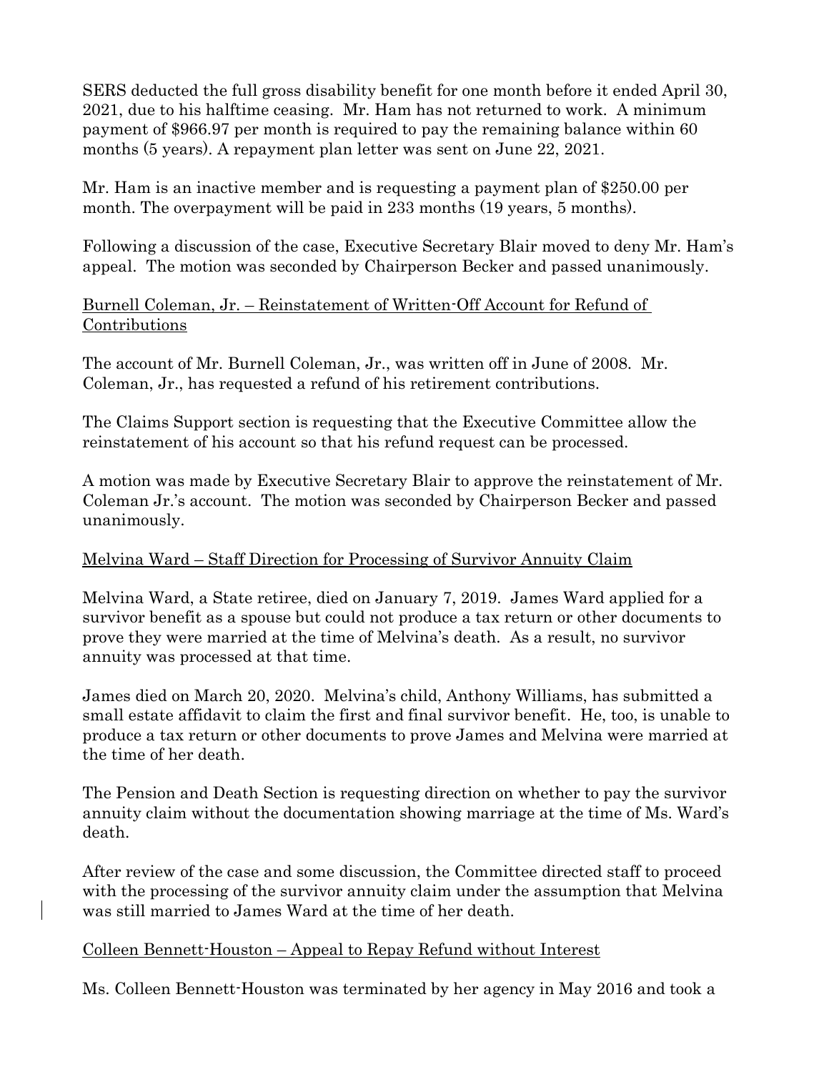SERS deducted the full gross disability benefit for one month before it ended April 30, 2021, due to his halftime ceasing. Mr. Ham has not returned to work. A minimum payment of $966.97 per month is required to pay the remaining balance within 60 months (5 years). A repayment plan letter was sent on June 22, 2021.

Mr. Ham is an inactive member and is requesting a payment plan of $250.00 per month. The overpayment will be paid in 233 months (19 years, 5 months).

Following a discussion of the case, Executive Secretary Blair moved to deny Mr. Ham's appeal. The motion was seconded by Chairperson Becker and passed unanimously.

<u>Burnell Coleman, Jr. – Reinstatement of Written-Off Account for Refund of Contributions</u>

The account of Mr. Burnell Coleman, Jr., was written off in June of 2008. Mr. Coleman, Jr., has requested a refund of his retirement contributions.

The Claims Support section is requesting that the Executive Committee allow the reinstatement of his account so that his refund request can be processed.

A motion was made by Executive Secretary Blair to approve the reinstatement of Mr. Coleman Jr.'s account. The motion was seconded by Chairperson Becker and passed unanimously.

<u>Melvina Ward – Staff Direction for Processing of Survivor Annuity Claim</u>

Melvina Ward, a State retiree, died on January 7, 2019. James Ward applied for a survivor benefit as a spouse but could not produce a tax return or other documents to prove they were married at the time of Melvina's death. As a result, no survivor annuity was processed at that time.

James died on March 20, 2020. Melvina's child, Anthony Williams, has submitted a small estate affidavit to claim the first and final survivor benefit. He, too, is unable to produce a tax return or other documents to prove James and Melvina were married at the time of her death.

The Pension and Death Section is requesting direction on whether to pay the survivor annuity claim without the documentation showing marriage at the time of Ms. Ward's death.

After review of the case and some discussion, the Committee directed staff to proceed with the processing of the survivor annuity claim under the assumption that Melvina was still married to James Ward at the time of her death.

<u>Colleen Bennett-Houston – Appeal to Repay Refund without Interest</u>

Ms. Colleen Bennett-Houston was terminated by her agency in May 2016 and took a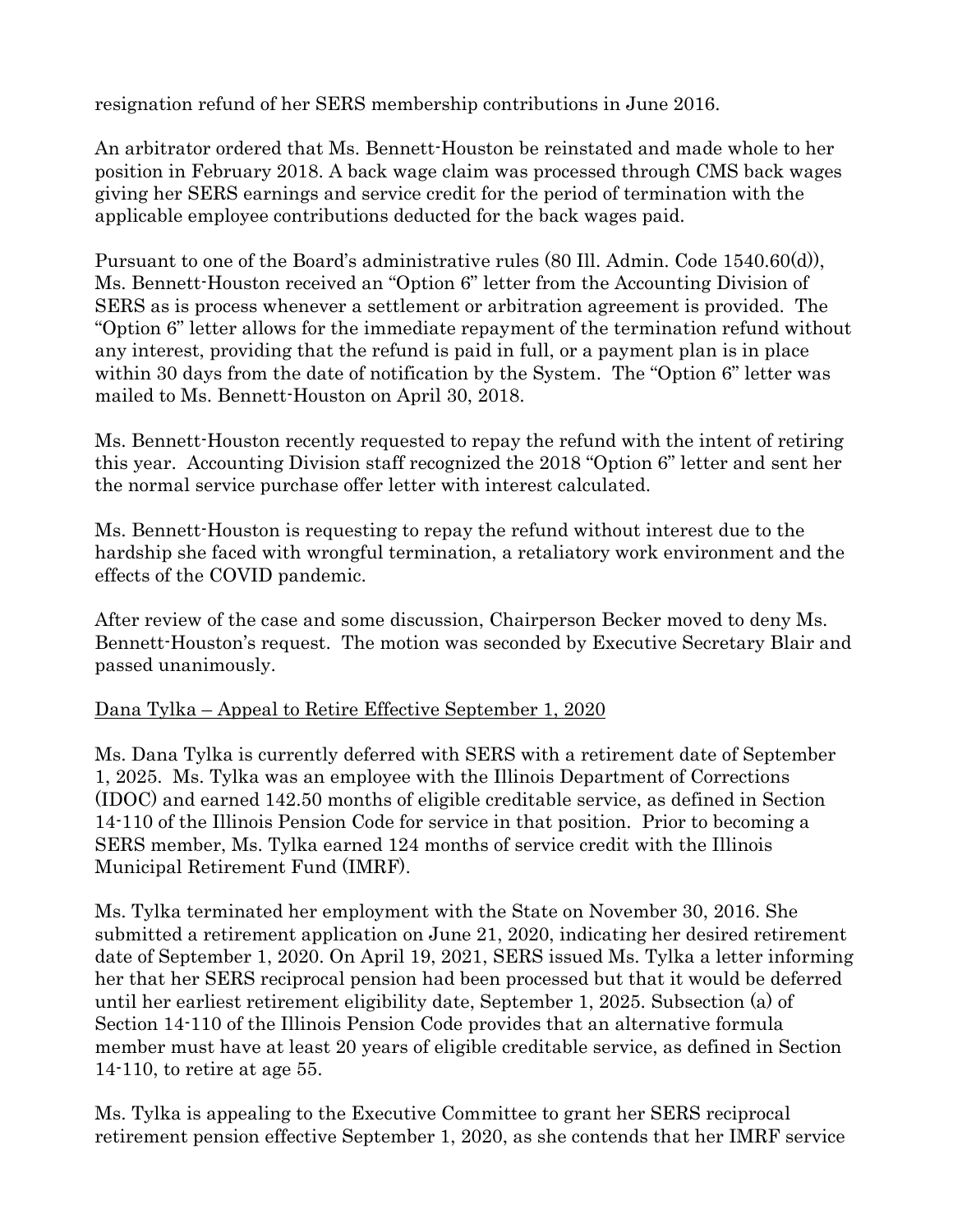resignation refund of her SERS membership contributions in June 2016.

An arbitrator ordered that Ms. Bennett-Houston be reinstated and made whole to her position in February 2018. A back wage claim was processed through CMS back wages giving her SERS earnings and service credit for the period of termination with the applicable employee contributions deducted for the back wages paid.

Pursuant to one of the Board's administrative rules (80 Ill. Admin. Code 1540.60(d)), Ms. Bennett-Houston received an "Option 6" letter from the Accounting Division of SERS as is process whenever a settlement or arbitration agreement is provided. The "Option 6" letter allows for the immediate repayment of the termination refund without any interest, providing that the refund is paid in full, or a payment plan is in place within 30 days from the date of notification by the System. The "Option 6" letter was mailed to Ms. Bennett-Houston on April 30, 2018.

Ms. Bennett-Houston recently requested to repay the refund with the intent of retiring this year. Accounting Division staff recognized the 2018 "Option 6" letter and sent her the normal service purchase offer letter with interest calculated.

Ms. Bennett-Houston is requesting to repay the refund without interest due to the hardship she faced with wrongful termination, a retaliatory work environment and the effects of the COVID pandemic.

After review of the case and some discussion, Chairperson Becker moved to deny Ms. Bennett-Houston's request. The motion was seconded by Executive Secretary Blair and passed unanimously.

Dana Tylka – Appeal to Retire Effective September 1, 2020

Ms. Dana Tylka is currently deferred with SERS with a retirement date of September 1, 2025. Ms. Tylka was an employee with the Illinois Department of Corrections (IDOC) and earned 142.50 months of eligible creditable service, as defined in Section 14-110 of the Illinois Pension Code for service in that position. Prior to becoming a SERS member, Ms. Tylka earned 124 months of service credit with the Illinois Municipal Retirement Fund (IMRF).

Ms. Tylka terminated her employment with the State on November 30, 2016. She submitted a retirement application on June 21, 2020, indicating her desired retirement date of September 1, 2020. On April 19, 2021, SERS issued Ms. Tylka a letter informing her that her SERS reciprocal pension had been processed but that it would be deferred until her earliest retirement eligibility date, September 1, 2025. Subsection (a) of Section 14-110 of the Illinois Pension Code provides that an alternative formula member must have at least 20 years of eligible creditable service, as defined in Section 14-110, to retire at age 55.

Ms. Tylka is appealing to the Executive Committee to grant her SERS reciprocal retirement pension effective September 1, 2020, as she contends that her IMRF service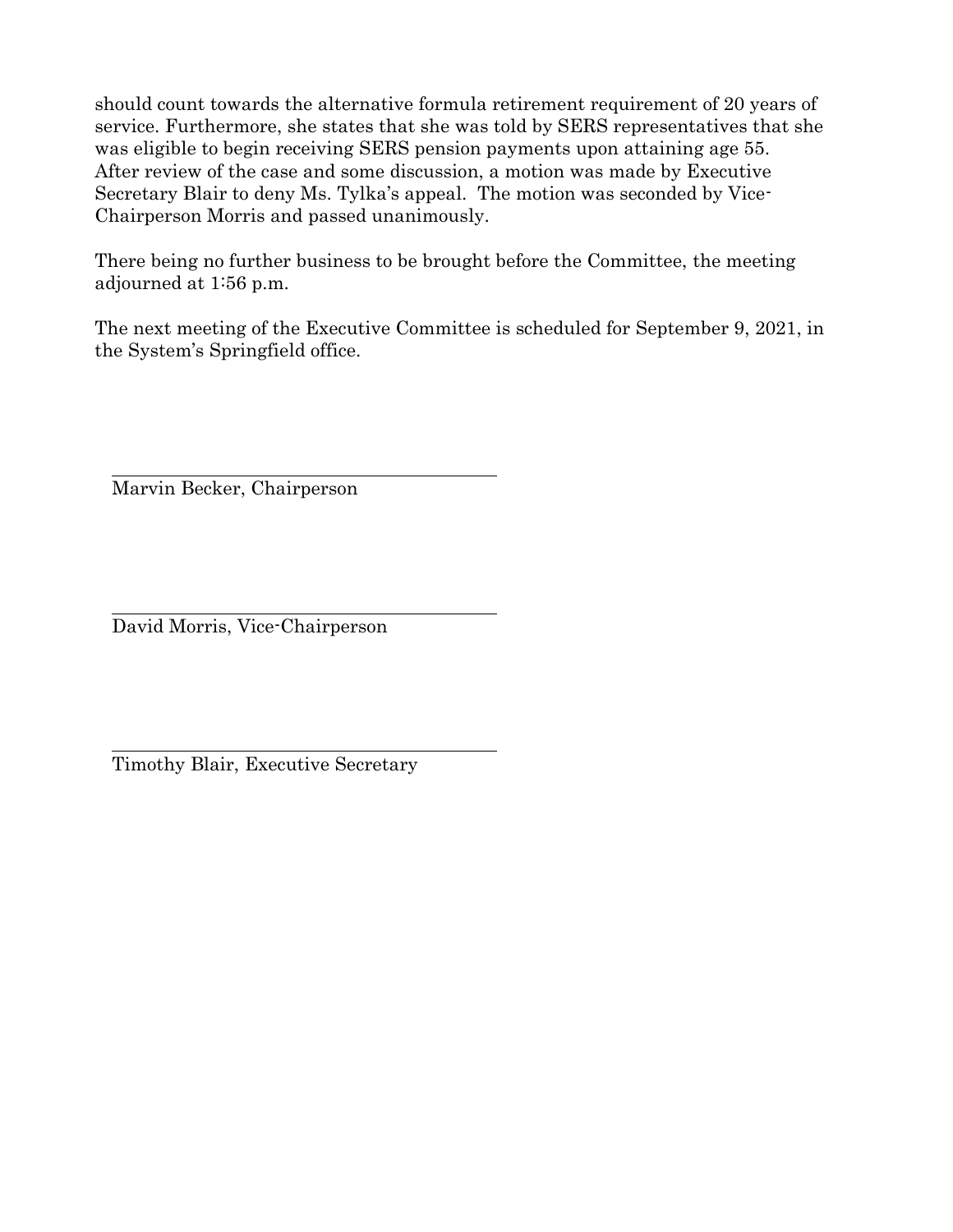should count towards the alternative formula retirement requirement of 20 years of service. Furthermore, she states that she was told by SERS representatives that she was eligible to begin receiving SERS pension payments upon attaining age 55. After review of the case and some discussion, a motion was made by Executive Secretary Blair to deny Ms. Tylka's appeal. The motion was seconded by Vice-Chairperson Morris and passed unanimously.

There being no further business to be brought before the Committee, the meeting adjourned at 1:56 p.m.

The next meeting of the Executive Committee is scheduled for September 9, 2021, in the System's Springfield office.

Marvin Becker, Chairperson

David Morris, Vice-Chairperson

Timothy Blair, Executive Secretary